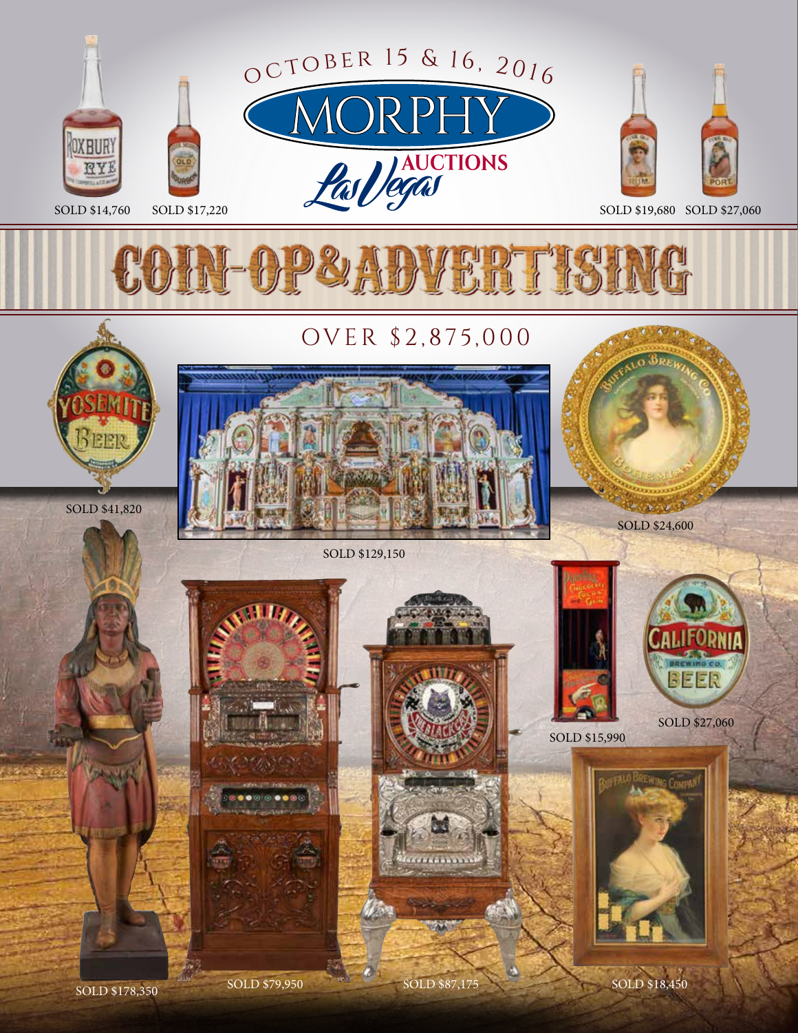OCTOBER 15 & 16, 2016

# MORPHY AUCTIONS Las Vegas

SOLD $14,760 SOLD $17,220

SOLD $19,680 SOLD $27,060

# COIN-OP & ADVERTISING

## OVER $2,875,000

SOLD $41,820

SOLD $129,150

SOLD $24,600

SOLD $15,990

SOLD $27,060

SOLD $178,350 SOLD $79,950 SOLD $87,175 SOLD $18,450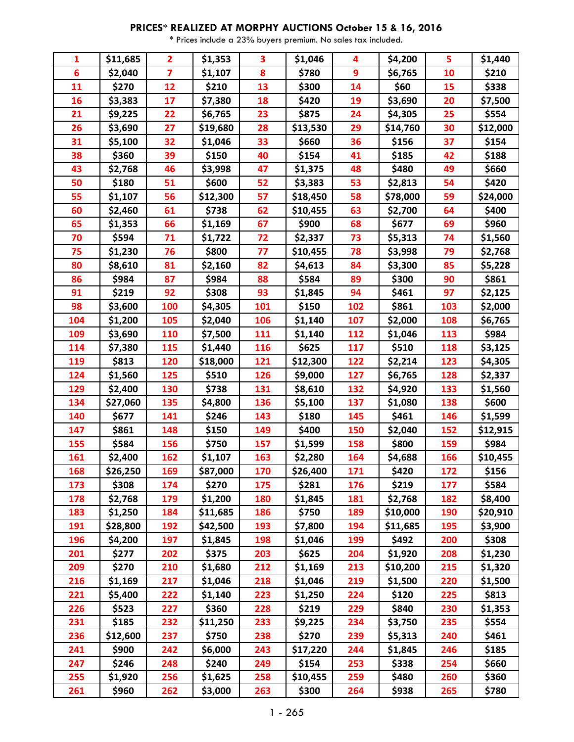# PRICES* REALIZED AT MORPHY AUCTIONS October 15 & 16, 2016

\* Prices include a 23% buyers premium. No sales tax included.

| | | | | | | | | | |
|---|---|---|---|---|---|---|---|---|---|
| 1 | $11,685 | 2 | $1,353 | 3 | $1,046 | 4 | $4,200 | 5 | $1,440 |
| 6 | $2,040 | 7 | $1,107 | 8 | $780 | 9 | $6,765 | 10 | $210 |
| 11 | $270 | 12 | $210 | 13 | $300 | 14 | $60 | 15 | $338 |
| 16 | $3,383 | 17 | $7,380 | 18 | $420 | 19 | $3,690 | 20 | $7,500 |
| 21 | $9,225 | 22 | $6,765 | 23 | $875 | 24 | $4,305 | 25 | $554 |
| 26 | $3,690 | 27 | $19,680 | 28 | $13,530 | 29 | $14,760 | 30 | $12,000 |
| 31 | $5,100 | 32 | $1,046 | 33 | $660 | 36 | $156 | 37 | $154 |
| 38 | $360 | 39 | $150 | 40 | $154 | 41 | $185 | 42 | $188 |
| 43 | $2,768 | 46 | $3,998 | 47 | $1,375 | 48 | $480 | 49 | $660 |
| 50 | $180 | 51 | $600 | 52 | $3,383 | 53 | $2,813 | 54 | $420 |
| 55 | $1,107 | 56 | $12,300 | 57 | $18,450 | 58 | $78,000 | 59 | $24,000 |
| 60 | $2,460 | 61 | $738 | 62 | $10,455 | 63 | $2,700 | 64 | $400 |
| 65 | $1,353 | 66 | $1,169 | 67 | $900 | 68 | $677 | 69 | $960 |
| 70 | $594 | 71 | $1,722 | 72 | $2,337 | 73 | $5,313 | 74 | $1,560 |
| 75 | $1,230 | 76 | $800 | 77 | $10,455 | 78 | $3,998 | 79 | $2,768 |
| 80 | $8,610 | 81 | $2,160 | 82 | $4,613 | 84 | $3,300 | 85 | $5,228 |
| 86 | $984 | 87 | $984 | 88 | $584 | 89 | $300 | 90 | $861 |
| 91 | $219 | 92 | $308 | 93 | $1,845 | 94 | $461 | 97 | $2,125 |
| 98 | $3,600 | 100 | $4,305 | 101 | $150 | 102 | $861 | 103 | $2,000 |
| 104 | $1,200 | 105 | $2,040 | 106 | $1,140 | 107 | $2,000 | 108 | $6,765 |
| 109 | $3,690 | 110 | $7,500 | 111 | $1,140 | 112 | $1,046 | 113 | $984 |
| 114 | $7,380 | 115 | $1,440 | 116 | $625 | 117 | $510 | 118 | $3,125 |
| 119 | $813 | 120 | $18,000 | 121 | $12,300 | 122 | $2,214 | 123 | $4,305 |
| 124 | $1,560 | 125 | $510 | 126 | $9,000 | 127 | $6,765 | 128 | $2,337 |
| 129 | $2,400 | 130 | $738 | 131 | $8,610 | 132 | $4,920 | 133 | $1,560 |
| 134 | $27,060 | 135 | $4,800 | 136 | $5,100 | 137 | $1,080 | 138 | $600 |
| 140 | $677 | 141 | $246 | 143 | $180 | 145 | $461 | 146 | $1,599 |
| 147 | $861 | 148 | $150 | 149 | $400 | 150 | $2,040 | 152 | $12,915 |
| 155 | $584 | 156 | $750 | 157 | $1,599 | 158 | $800 | 159 | $984 |
| 161 | $2,400 | 162 | $1,107 | 163 | $2,280 | 164 | $4,688 | 166 | $10,455 |
| 168 | $26,250 | 169 | $87,000 | 170 | $26,400 | 171 | $420 | 172 | $156 |
| 173 | $308 | 174 | $270 | 175 | $281 | 176 | $219 | 177 | $584 |
| 178 | $2,768 | 179 | $1,200 | 180 | $1,845 | 181 | $2,768 | 182 | $8,400 |
| 183 | $1,250 | 184 | $11,685 | 186 | $750 | 189 | $10,000 | 190 | $20,910 |
| 191 | $28,800 | 192 | $42,500 | 193 | $7,800 | 194 | $11,685 | 195 | $3,900 |
| 196 | $4,200 | 197 | $1,845 | 198 | $1,046 | 199 | $492 | 200 | $308 |
| 201 | $277 | 202 | $375 | 203 | $625 | 204 | $1,920 | 208 | $1,230 |
| 209 | $270 | 210 | $1,680 | 212 | $1,169 | 213 | $10,200 | 215 | $1,320 |
| 216 | $1,169 | 217 | $1,046 | 218 | $1,046 | 219 | $1,500 | 220 | $1,500 |
| 221 | $5,400 | 222 | $1,140 | 223 | $1,250 | 224 | $120 | 225 | $813 |
| 226 | $523 | 227 | $360 | 228 | $219 | 229 | $840 | 230 | $1,353 |
| 231 | $185 | 232 | $11,250 | 233 | $9,225 | 234 | $3,750 | 235 | $554 |
| 236 | $12,600 | 237 | $750 | 238 | $270 | 239 | $5,313 | 240 | $461 |
| 241 | $900 | 242 | $6,000 | 243 | $17,220 | 244 | $1,845 | 246 | $185 |
| 247 | $246 | 248 | $240 | 249 | $154 | 253 | $338 | 254 | $660 |
| 255 | $1,920 | 256 | $1,625 | 258 | $10,455 | 259 | $480 | 260 | $360 |
| 261 | $960 | 262 | $3,000 | 263 | $300 | 264 | $938 | 265 | $780 |

1 - 265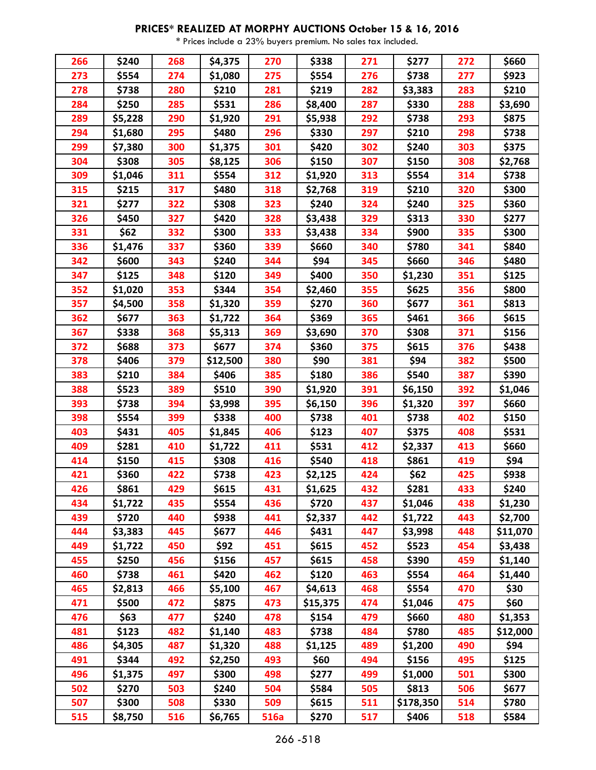**PRICES* REALIZED AT MORPHY AUCTIONS October 15 & 16, 2016**

* Prices include a 23% buyers premium. No sales tax included.

| | | | | | | | | | |
|---|---|---|---|---|---|---|---|---|---|
| 266 | $240 | 268 | $4,375 | 270 | $338 | 271 | $277 | 272 | $660 |
| 273 | $554 | 274 | $1,080 | 275 | $554 | 276 | $738 | 277 | $923 |
| 278 | $738 | 280 | $210 | 281 | $219 | 282 | $3,383 | 283 | $210 |
| 284 | $250 | 285 | $531 | 286 | $8,400 | 287 | $330 | 288 | $3,690 |
| 289 | $5,228 | 290 | $1,920 | 291 | $5,938 | 292 | $738 | 293 | $875 |
| 294 | $1,680 | 295 | $480 | 296 | $330 | 297 | $210 | 298 | $738 |
| 299 | $7,380 | 300 | $1,375 | 301 | $420 | 302 | $240 | 303 | $375 |
| 304 | $308 | 305 | $8,125 | 306 | $150 | 307 | $150 | 308 | $2,768 |
| 309 | $1,046 | 311 | $554 | 312 | $1,920 | 313 | $554 | 314 | $738 |
| 315 | $215 | 317 | $480 | 318 | $2,768 | 319 | $210 | 320 | $300 |
| 321 | $277 | 322 | $308 | 323 | $240 | 324 | $240 | 325 | $360 |
| 326 | $450 | 327 | $420 | 328 | $3,438 | 329 | $313 | 330 | $277 |
| 331 | $62 | 332 | $300 | 333 | $3,438 | 334 | $900 | 335 | $300 |
| 336 | $1,476 | 337 | $360 | 339 | $660 | 340 | $780 | 341 | $840 |
| 342 | $600 | 343 | $240 | 344 | $94 | 345 | $660 | 346 | $480 |
| 347 | $125 | 348 | $120 | 349 | $400 | 350 | $1,230 | 351 | $125 |
| 352 | $1,020 | 353 | $344 | 354 | $2,460 | 355 | $625 | 356 | $800 |
| 357 | $4,500 | 358 | $1,320 | 359 | $270 | 360 | $677 | 361 | $813 |
| 362 | $677 | 363 | $1,722 | 364 | $369 | 365 | $461 | 366 | $615 |
| 367 | $338 | 368 | $5,313 | 369 | $3,690 | 370 | $308 | 371 | $156 |
| 372 | $688 | 373 | $677 | 374 | $360 | 375 | $615 | 376 | $438 |
| 378 | $406 | 379 | $12,500 | 380 | $90 | 381 | $94 | 382 | $500 |
| 383 | $210 | 384 | $406 | 385 | $180 | 386 | $540 | 387 | $390 |
| 388 | $523 | 389 | $510 | 390 | $1,920 | 391 | $6,150 | 392 | $1,046 |
| 393 | $738 | 394 | $3,998 | 395 | $6,150 | 396 | $1,320 | 397 | $660 |
| 398 | $554 | 399 | $338 | 400 | $738 | 401 | $738 | 402 | $150 |
| 403 | $431 | 405 | $1,845 | 406 | $123 | 407 | $375 | 408 | $531 |
| 409 | $281 | 410 | $1,722 | 411 | $531 | 412 | $2,337 | 413 | $660 |
| 414 | $150 | 415 | $308 | 416 | $540 | 418 | $861 | 419 | $94 |
| 421 | $360 | 422 | $738 | 423 | $2,125 | 424 | $62 | 425 | $938 |
| 426 | $861 | 429 | $615 | 431 | $1,625 | 432 | $281 | 433 | $240 |
| 434 | $1,722 | 435 | $554 | 436 | $720 | 437 | $1,046 | 438 | $1,230 |
| 439 | $720 | 440 | $938 | 441 | $2,337 | 442 | $1,722 | 443 | $2,700 |
| 444 | $3,383 | 445 | $677 | 446 | $431 | 447 | $3,998 | 448 | $11,070 |
| 449 | $1,722 | 450 | $92 | 451 | $615 | 452 | $523 | 454 | $3,438 |
| 455 | $250 | 456 | $156 | 457 | $615 | 458 | $390 | 459 | $1,140 |
| 460 | $738 | 461 | $420 | 462 | $120 | 463 | $554 | 464 | $1,440 |
| 465 | $2,813 | 466 | $5,100 | 467 | $4,613 | 468 | $554 | 470 | $30 |
| 471 | $500 | 472 | $875 | 473 | $15,375 | 474 | $1,046 | 475 | $60 |
| 476 | $63 | 477 | $240 | 478 | $154 | 479 | $660 | 480 | $1,353 |
| 481 | $123 | 482 | $1,140 | 483 | $738 | 484 | $780 | 485 | $12,000 |
| 486 | $4,305 | 487 | $1,320 | 488 | $1,125 | 489 | $1,200 | 490 | $94 |
| 491 | $344 | 492 | $2,250 | 493 | $60 | 494 | $156 | 495 | $125 |
| 496 | $1,375 | 497 | $300 | 498 | $277 | 499 | $1,000 | 501 | $300 |
| 502 | $270 | 503 | $240 | 504 | $584 | 505 | $813 | 506 | $677 |
| 507 | $300 | 508 | $330 | 509 | $615 | 511 | $178,350 | 514 | $780 |
| 515 | $8,750 | 516 | $6,765 | 516a | $270 | 517 | $406 | 518 | $584 |

266 -518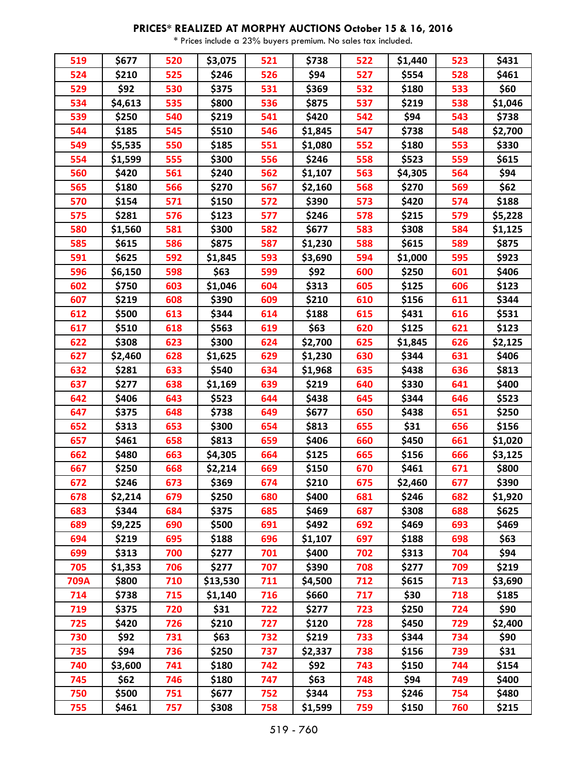**PRICES* REALIZED AT MORPHY AUCTIONS October 15 & 16, 2016**

* Prices include a 23% buyers premium. No sales tax included.

| | | | | | | | | | |
|---|---|---|---|---|---|---|---|---|---|
| 519 | $677 | 520 | $3,075 | 521 | $738 | 522 | $1,440 | 523 | $431 |
| 524 | $210 | 525 | $246 | 526 | $94 | 527 | $554 | 528 | $461 |
| 529 | $92 | 530 | $375 | 531 | $369 | 532 | $180 | 533 | $60 |
| 534 | $4,613 | 535 | $800 | 536 | $875 | 537 | $219 | 538 | $1,046 |
| 539 | $250 | 540 | $219 | 541 | $420 | 542 | $94 | 543 | $738 |
| 544 | $185 | 545 | $510 | 546 | $1,845 | 547 | $738 | 548 | $2,700 |
| 549 | $5,535 | 550 | $185 | 551 | $1,080 | 552 | $180 | 553 | $330 |
| 554 | $1,599 | 555 | $300 | 556 | $246 | 558 | $523 | 559 | $615 |
| 560 | $420 | 561 | $240 | 562 | $1,107 | 563 | $4,305 | 564 | $94 |
| 565 | $180 | 566 | $270 | 567 | $2,160 | 568 | $270 | 569 | $62 |
| 570 | $154 | 571 | $150 | 572 | $390 | 573 | $420 | 574 | $188 |
| 575 | $281 | 576 | $123 | 577 | $246 | 578 | $215 | 579 | $5,228 |
| 580 | $1,560 | 581 | $300 | 582 | $677 | 583 | $308 | 584 | $1,125 |
| 585 | $615 | 586 | $875 | 587 | $1,230 | 588 | $615 | 589 | $875 |
| 591 | $625 | 592 | $1,845 | 593 | $3,690 | 594 | $1,000 | 595 | $923 |
| 596 | $6,150 | 598 | $63 | 599 | $92 | 600 | $250 | 601 | $406 |
| 602 | $750 | 603 | $1,046 | 604 | $313 | 605 | $125 | 606 | $123 |
| 607 | $219 | 608 | $390 | 609 | $210 | 610 | $156 | 611 | $344 |
| 612 | $500 | 613 | $344 | 614 | $188 | 615 | $431 | 616 | $531 |
| 617 | $510 | 618 | $563 | 619 | $63 | 620 | $125 | 621 | $123 |
| 622 | $308 | 623 | $300 | 624 | $2,700 | 625 | $1,845 | 626 | $2,125 |
| 627 | $2,460 | 628 | $1,625 | 629 | $1,230 | 630 | $344 | 631 | $406 |
| 632 | $281 | 633 | $540 | 634 | $1,968 | 635 | $438 | 636 | $813 |
| 637 | $277 | 638 | $1,169 | 639 | $219 | 640 | $330 | 641 | $400 |
| 642 | $406 | 643 | $523 | 644 | $438 | 645 | $344 | 646 | $523 |
| 647 | $375 | 648 | $738 | 649 | $677 | 650 | $438 | 651 | $250 |
| 652 | $313 | 653 | $300 | 654 | $813 | 655 | $31 | 656 | $156 |
| 657 | $461 | 658 | $813 | 659 | $406 | 660 | $450 | 661 | $1,020 |
| 662 | $480 | 663 | $4,305 | 664 | $125 | 665 | $156 | 666 | $3,125 |
| 667 | $250 | 668 | $2,214 | 669 | $150 | 670 | $461 | 671 | $800 |
| 672 | $246 | 673 | $369 | 674 | $210 | 675 | $2,460 | 677 | $390 |
| 678 | $2,214 | 679 | $250 | 680 | $400 | 681 | $246 | 682 | $1,920 |
| 683 | $344 | 684 | $375 | 685 | $469 | 687 | $308 | 688 | $625 |
| 689 | $9,225 | 690 | $500 | 691 | $492 | 692 | $469 | 693 | $469 |
| 694 | $219 | 695 | $188 | 696 | $1,107 | 697 | $188 | 698 | $63 |
| 699 | $313 | 700 | $277 | 701 | $400 | 702 | $313 | 704 | $94 |
| 705 | $1,353 | 706 | $277 | 707 | $390 | 708 | $277 | 709 | $219 |
| 709A | $800 | 710 | $13,530 | 711 | $4,500 | 712 | $615 | 713 | $3,690 |
| 714 | $738 | 715 | $1,140 | 716 | $660 | 717 | $30 | 718 | $185 |
| 719 | $375 | 720 | $31 | 722 | $277 | 723 | $250 | 724 | $90 |
| 725 | $420 | 726 | $210 | 727 | $120 | 728 | $450 | 729 | $2,400 |
| 730 | $92 | 731 | $63 | 732 | $219 | 733 | $344 | 734 | $90 |
| 735 | $94 | 736 | $250 | 737 | $2,337 | 738 | $156 | 739 | $31 |
| 740 | $3,600 | 741 | $180 | 742 | $92 | 743 | $150 | 744 | $154 |
| 745 | $62 | 746 | $180 | 747 | $63 | 748 | $94 | 749 | $400 |
| 750 | $500 | 751 | $677 | 752 | $344 | 753 | $246 | 754 | $480 |
| 755 | $461 | 757 | $308 | 758 | $1,599 | 759 | $150 | 760 | $215 |

519 - 760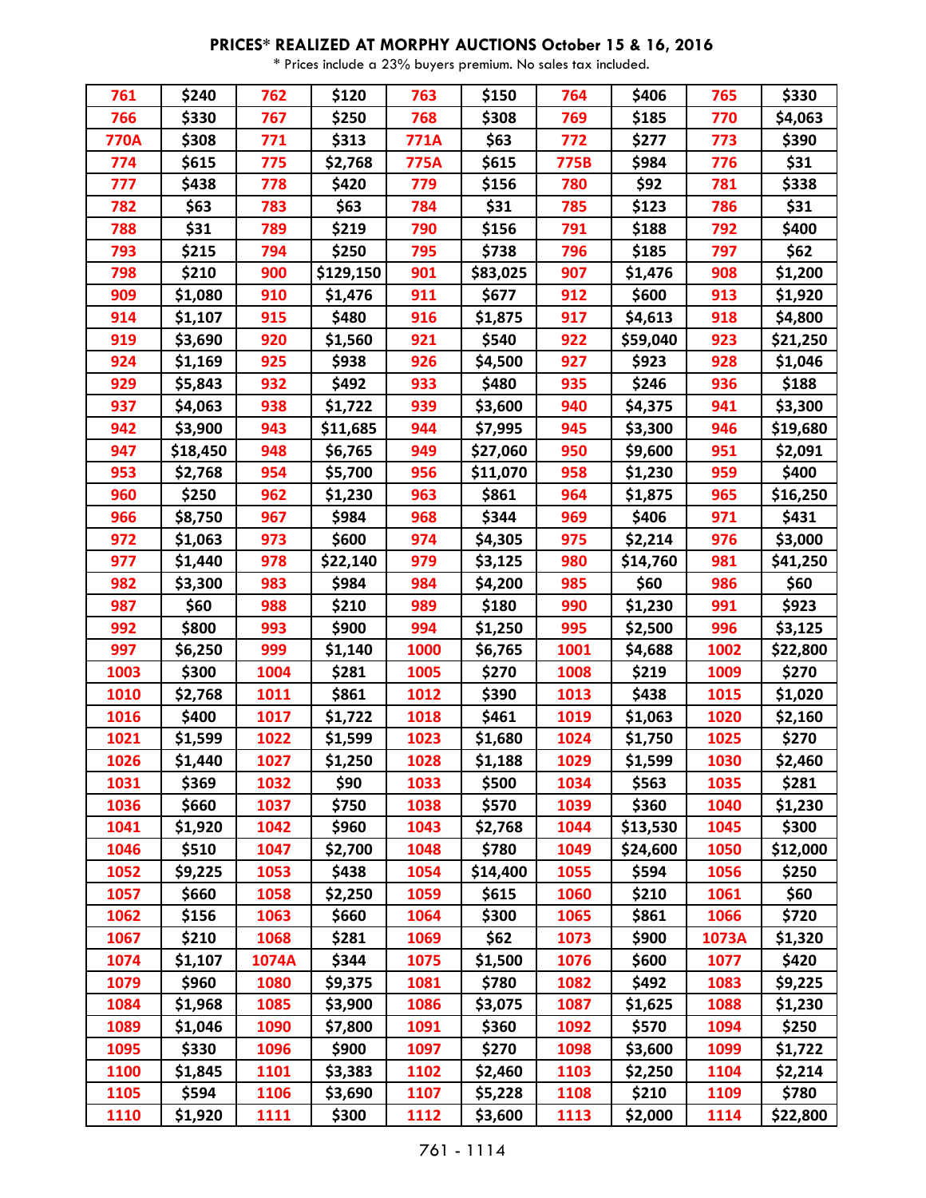**PRICES* REALIZED AT MORPHY AUCTIONS October 15 & 16, 2016**

* Prices include a 23% buyers premium. No sales tax included.

| | | | | | | | | | |
|---|---|---|---|---|---|---|---|---|---|
| 761 | $240 | 762 | $120 | 763 | $150 | 764 | $406 | 765 | $330 |
| 766 | $330 | 767 | $250 | 768 | $308 | 769 | $185 | 770 | $4,063 |
| 770A | $308 | 771 | $313 | 771A | $63 | 772 | $277 | 773 | $390 |
| 774 | $615 | 775 | $2,768 | 775A | $615 | 775B | $984 | 776 | $31 |
| 777 | $438 | 778 | $420 | 779 | $156 | 780 | $92 | 781 | $338 |
| 782 | $63 | 783 | $63 | 784 | $31 | 785 | $123 | 786 | $31 |
| 788 | $31 | 789 | $219 | 790 | $156 | 791 | $188 | 792 | $400 |
| 793 | $215 | 794 | $250 | 795 | $738 | 796 | $185 | 797 | $62 |
| 798 | $210 | 900 | $129,150 | 901 | $83,025 | 907 | $1,476 | 908 | $1,200 |
| 909 | $1,080 | 910 | $1,476 | 911 | $677 | 912 | $600 | 913 | $1,920 |
| 914 | $1,107 | 915 | $480 | 916 | $1,875 | 917 | $4,613 | 918 | $4,800 |
| 919 | $3,690 | 920 | $1,560 | 921 | $540 | 922 | $59,040 | 923 | $21,250 |
| 924 | $1,169 | 925 | $938 | 926 | $4,500 | 927 | $923 | 928 | $1,046 |
| 929 | $5,843 | 932 | $492 | 933 | $480 | 935 | $246 | 936 | $188 |
| 937 | $4,063 | 938 | $1,722 | 939 | $3,600 | 940 | $4,375 | 941 | $3,300 |
| 942 | $3,900 | 943 | $11,685 | 944 | $7,995 | 945 | $3,300 | 946 | $19,680 |
| 947 | $18,450 | 948 | $6,765 | 949 | $27,060 | 950 | $9,600 | 951 | $2,091 |
| 953 | $2,768 | 954 | $5,700 | 956 | $11,070 | 958 | $1,230 | 959 | $400 |
| 960 | $250 | 962 | $1,230 | 963 | $861 | 964 | $1,875 | 965 | $16,250 |
| 966 | $8,750 | 967 | $984 | 968 | $344 | 969 | $406 | 971 | $431 |
| 972 | $1,063 | 973 | $600 | 974 | $4,305 | 975 | $2,214 | 976 | $3,000 |
| 977 | $1,440 | 978 | $22,140 | 979 | $3,125 | 980 | $14,760 | 981 | $41,250 |
| 982 | $3,300 | 983 | $984 | 984 | $4,200 | 985 | $60 | 986 | $60 |
| 987 | $60 | 988 | $210 | 989 | $180 | 990 | $1,230 | 991 | $923 |
| 992 | $800 | 993 | $900 | 994 | $1,250 | 995 | $2,500 | 996 | $3,125 |
| 997 | $6,250 | 999 | $1,140 | 1000 | $6,765 | 1001 | $4,688 | 1002 | $22,800 |
| 1003 | $300 | 1004 | $281 | 1005 | $270 | 1008 | $219 | 1009 | $270 |
| 1010 | $2,768 | 1011 | $861 | 1012 | $390 | 1013 | $438 | 1015 | $1,020 |
| 1016 | $400 | 1017 | $1,722 | 1018 | $461 | 1019 | $1,063 | 1020 | $2,160 |
| 1021 | $1,599 | 1022 | $1,599 | 1023 | $1,680 | 1024 | $1,750 | 1025 | $270 |
| 1026 | $1,440 | 1027 | $1,250 | 1028 | $1,188 | 1029 | $1,599 | 1030 | $2,460 |
| 1031 | $369 | 1032 | $90 | 1033 | $500 | 1034 | $563 | 1035 | $281 |
| 1036 | $660 | 1037 | $750 | 1038 | $570 | 1039 | $360 | 1040 | $1,230 |
| 1041 | $1,920 | 1042 | $960 | 1043 | $2,768 | 1044 | $13,530 | 1045 | $300 |
| 1046 | $510 | 1047 | $2,700 | 1048 | $780 | 1049 | $24,600 | 1050 | $12,000 |
| 1052 | $9,225 | 1053 | $438 | 1054 | $14,400 | 1055 | $594 | 1056 | $250 |
| 1057 | $660 | 1058 | $2,250 | 1059 | $615 | 1060 | $210 | 1061 | $60 |
| 1062 | $156 | 1063 | $660 | 1064 | $300 | 1065 | $861 | 1066 | $720 |
| 1067 | $210 | 1068 | $281 | 1069 | $62 | 1073 | $900 | 1073A | $1,320 |
| 1074 | $1,107 | 1074A | $344 | 1075 | $1,500 | 1076 | $600 | 1077 | $420 |
| 1079 | $960 | 1080 | $9,375 | 1081 | $780 | 1082 | $492 | 1083 | $9,225 |
| 1084 | $1,968 | 1085 | $3,900 | 1086 | $3,075 | 1087 | $1,625 | 1088 | $1,230 |
| 1089 | $1,046 | 1090 | $7,800 | 1091 | $360 | 1092 | $570 | 1094 | $250 |
| 1095 | $330 | 1096 | $900 | 1097 | $270 | 1098 | $3,600 | 1099 | $1,722 |
| 1100 | $1,845 | 1101 | $3,383 | 1102 | $2,460 | 1103 | $2,250 | 1104 | $2,214 |
| 1105 | $594 | 1106 | $3,690 | 1107 | $5,228 | 1108 | $210 | 1109 | $780 |
| 1110 | $1,920 | 1111 | $300 | 1112 | $3,600 | 1113 | $2,000 | 1114 | $22,800 |

761 - 1114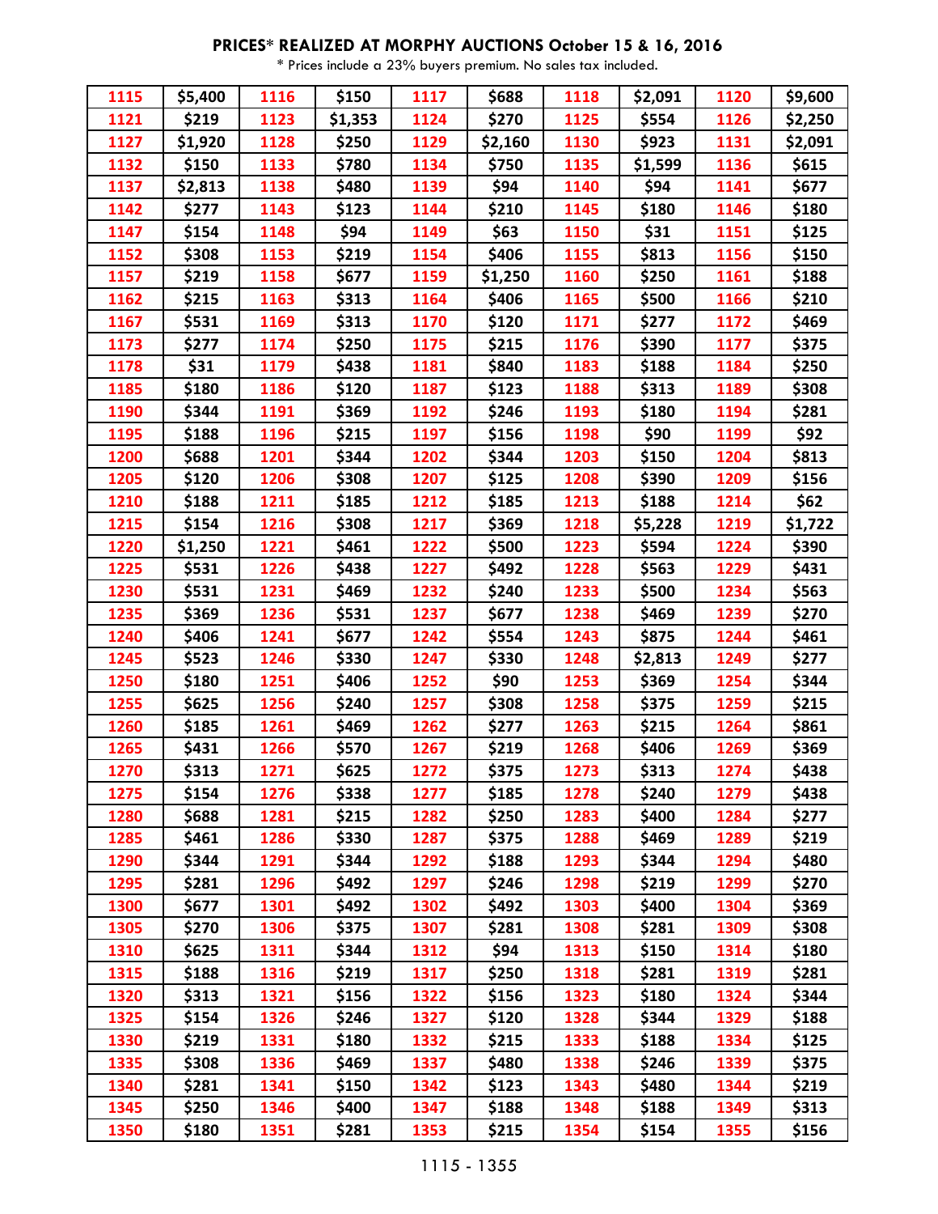**PRICES* REALIZED AT MORPHY AUCTIONS October 15 & 16, 2016**

* Prices include a 23% buyers premium. No sales tax included.

| | | | | | | | | | |
|---|---|---|---|---|---|---|---|---|---|
| 1115 | $5,400 | 1116 | $150 | 1117 | $688 | 1118 | $2,091 | 1120 | $9,600 |
| 1121 | $219 | 1123 | $1,353 | 1124 | $270 | 1125 | $554 | 1126 | $2,250 |
| 1127 | $1,920 | 1128 | $250 | 1129 | $2,160 | 1130 | $923 | 1131 | $2,091 |
| 1132 | $150 | 1133 | $780 | 1134 | $750 | 1135 | $1,599 | 1136 | $615 |
| 1137 | $2,813 | 1138 | $480 | 1139 | $94 | 1140 | $94 | 1141 | $677 |
| 1142 | $277 | 1143 | $123 | 1144 | $210 | 1145 | $180 | 1146 | $180 |
| 1147 | $154 | 1148 | $94 | 1149 | $63 | 1150 | $31 | 1151 | $125 |
| 1152 | $308 | 1153 | $219 | 1154 | $406 | 1155 | $813 | 1156 | $150 |
| 1157 | $219 | 1158 | $677 | 1159 | $1,250 | 1160 | $250 | 1161 | $188 |
| 1162 | $215 | 1163 | $313 | 1164 | $406 | 1165 | $500 | 1166 | $210 |
| 1167 | $531 | 1169 | $313 | 1170 | $120 | 1171 | $277 | 1172 | $469 |
| 1173 | $277 | 1174 | $250 | 1175 | $215 | 1176 | $390 | 1177 | $375 |
| 1178 | $31 | 1179 | $438 | 1181 | $840 | 1183 | $188 | 1184 | $250 |
| 1185 | $180 | 1186 | $120 | 1187 | $123 | 1188 | $313 | 1189 | $308 |
| 1190 | $344 | 1191 | $369 | 1192 | $246 | 1193 | $180 | 1194 | $281 |
| 1195 | $188 | 1196 | $215 | 1197 | $156 | 1198 | $90 | 1199 | $92 |
| 1200 | $688 | 1201 | $344 | 1202 | $344 | 1203 | $150 | 1204 | $813 |
| 1205 | $120 | 1206 | $308 | 1207 | $125 | 1208 | $390 | 1209 | $156 |
| 1210 | $188 | 1211 | $185 | 1212 | $185 | 1213 | $188 | 1214 | $62 |
| 1215 | $154 | 1216 | $308 | 1217 | $369 | 1218 | $5,228 | 1219 | $1,722 |
| 1220 | $1,250 | 1221 | $461 | 1222 | $500 | 1223 | $594 | 1224 | $390 |
| 1225 | $531 | 1226 | $438 | 1227 | $492 | 1228 | $563 | 1229 | $431 |
| 1230 | $531 | 1231 | $469 | 1232 | $240 | 1233 | $500 | 1234 | $563 |
| 1235 | $369 | 1236 | $531 | 1237 | $677 | 1238 | $469 | 1239 | $270 |
| 1240 | $406 | 1241 | $677 | 1242 | $554 | 1243 | $875 | 1244 | $461 |
| 1245 | $523 | 1246 | $330 | 1247 | $330 | 1248 | $2,813 | 1249 | $277 |
| 1250 | $180 | 1251 | $406 | 1252 | $90 | 1253 | $369 | 1254 | $344 |
| 1255 | $625 | 1256 | $240 | 1257 | $308 | 1258 | $375 | 1259 | $215 |
| 1260 | $185 | 1261 | $469 | 1262 | $277 | 1263 | $215 | 1264 | $861 |
| 1265 | $431 | 1266 | $570 | 1267 | $219 | 1268 | $406 | 1269 | $369 |
| 1270 | $313 | 1271 | $625 | 1272 | $375 | 1273 | $313 | 1274 | $438 |
| 1275 | $154 | 1276 | $338 | 1277 | $185 | 1278 | $240 | 1279 | $438 |
| 1280 | $688 | 1281 | $215 | 1282 | $250 | 1283 | $400 | 1284 | $277 |
| 1285 | $461 | 1286 | $330 | 1287 | $375 | 1288 | $469 | 1289 | $219 |
| 1290 | $344 | 1291 | $344 | 1292 | $188 | 1293 | $344 | 1294 | $480 |
| 1295 | $281 | 1296 | $492 | 1297 | $246 | 1298 | $219 | 1299 | $270 |
| 1300 | $677 | 1301 | $492 | 1302 | $492 | 1303 | $400 | 1304 | $369 |
| 1305 | $270 | 1306 | $375 | 1307 | $281 | 1308 | $281 | 1309 | $308 |
| 1310 | $625 | 1311 | $344 | 1312 | $94 | 1313 | $150 | 1314 | $180 |
| 1315 | $188 | 1316 | $219 | 1317 | $250 | 1318 | $281 | 1319 | $281 |
| 1320 | $313 | 1321 | $156 | 1322 | $156 | 1323 | $180 | 1324 | $344 |
| 1325 | $154 | 1326 | $246 | 1327 | $120 | 1328 | $344 | 1329 | $188 |
| 1330 | $219 | 1331 | $180 | 1332 | $215 | 1333 | $188 | 1334 | $125 |
| 1335 | $308 | 1336 | $469 | 1337 | $480 | 1338 | $246 | 1339 | $375 |
| 1340 | $281 | 1341 | $150 | 1342 | $123 | 1343 | $480 | 1344 | $219 |
| 1345 | $250 | 1346 | $400 | 1347 | $188 | 1348 | $188 | 1349 | $313 |
| 1350 | $180 | 1351 | $281 | 1353 | $215 | 1354 | $154 | 1355 | $156 |

1115 - 1355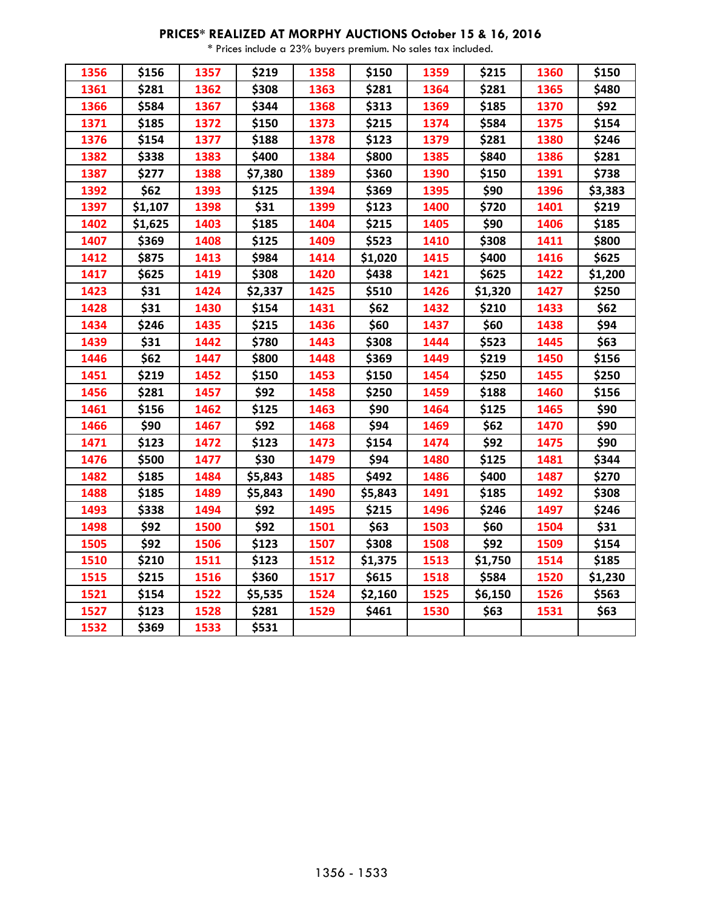**PRICES* REALIZED AT MORPHY AUCTIONS October 15 & 16, 2016**

\* Prices include a 23% buyers premium. No sales tax included.

| | | | | | | | | | |
|---|---|---|---|---|---|---|---|---|---|
| 1356 | $156 | 1357 | $219 | 1358 | $150 | 1359 | $215 | 1360 | $150 |
| 1361 | $281 | 1362 | $308 | 1363 | $281 | 1364 | $281 | 1365 | $480 |
| 1366 | $584 | 1367 | $344 | 1368 | $313 | 1369 | $185 | 1370 | $92 |
| 1371 | $185 | 1372 | $150 | 1373 | $215 | 1374 | $584 | 1375 | $154 |
| 1376 | $154 | 1377 | $188 | 1378 | $123 | 1379 | $281 | 1380 | $246 |
| 1382 | $338 | 1383 | $400 | 1384 | $800 | 1385 | $840 | 1386 | $281 |
| 1387 | $277 | 1388 | $7,380 | 1389 | $360 | 1390 | $150 | 1391 | $738 |
| 1392 | $62 | 1393 | $125 | 1394 | $369 | 1395 | $90 | 1396 | $3,383 |
| 1397 | $1,107 | 1398 | $31 | 1399 | $123 | 1400 | $720 | 1401 | $219 |
| 1402 | $1,625 | 1403 | $185 | 1404 | $215 | 1405 | $90 | 1406 | $185 |
| 1407 | $369 | 1408 | $125 | 1409 | $523 | 1410 | $308 | 1411 | $800 |
| 1412 | $875 | 1413 | $984 | 1414 | $1,020 | 1415 | $400 | 1416 | $625 |
| 1417 | $625 | 1419 | $308 | 1420 | $438 | 1421 | $625 | 1422 | $1,200 |
| 1423 | $31 | 1424 | $2,337 | 1425 | $510 | 1426 | $1,320 | 1427 | $250 |
| 1428 | $31 | 1430 | $154 | 1431 | $62 | 1432 | $210 | 1433 | $62 |
| 1434 | $246 | 1435 | $215 | 1436 | $60 | 1437 | $60 | 1438 | $94 |
| 1439 | $31 | 1442 | $780 | 1443 | $308 | 1444 | $523 | 1445 | $63 |
| 1446 | $62 | 1447 | $800 | 1448 | $369 | 1449 | $219 | 1450 | $156 |
| 1451 | $219 | 1452 | $150 | 1453 | $150 | 1454 | $250 | 1455 | $250 |
| 1456 | $281 | 1457 | $92 | 1458 | $250 | 1459 | $188 | 1460 | $156 |
| 1461 | $156 | 1462 | $125 | 1463 | $90 | 1464 | $125 | 1465 | $90 |
| 1466 | $90 | 1467 | $92 | 1468 | $94 | 1469 | $62 | 1470 | $90 |
| 1471 | $123 | 1472 | $123 | 1473 | $154 | 1474 | $92 | 1475 | $90 |
| 1476 | $500 | 1477 | $30 | 1479 | $94 | 1480 | $125 | 1481 | $344 |
| 1482 | $185 | 1484 | $5,843 | 1485 | $492 | 1486 | $400 | 1487 | $270 |
| 1488 | $185 | 1489 | $5,843 | 1490 | $5,843 | 1491 | $185 | 1492 | $308 |
| 1493 | $338 | 1494 | $92 | 1495 | $215 | 1496 | $246 | 1497 | $246 |
| 1498 | $92 | 1500 | $92 | 1501 | $63 | 1503 | $60 | 1504 | $31 |
| 1505 | $92 | 1506 | $123 | 1507 | $308 | 1508 | $92 | 1509 | $154 |
| 1510 | $210 | 1511 | $123 | 1512 | $1,375 | 1513 | $1,750 | 1514 | $185 |
| 1515 | $215 | 1516 | $360 | 1517 | $615 | 1518 | $584 | 1520 | $1,230 |
| 1521 | $154 | 1522 | $5,535 | 1524 | $2,160 | 1525 | $6,150 | 1526 | $563 |
| 1527 | $123 | 1528 | $281 | 1529 | $461 | 1530 | $63 | 1531 | $63 |
| 1532 | $369 | 1533 | $531 | | | | | | |

1356 - 1533